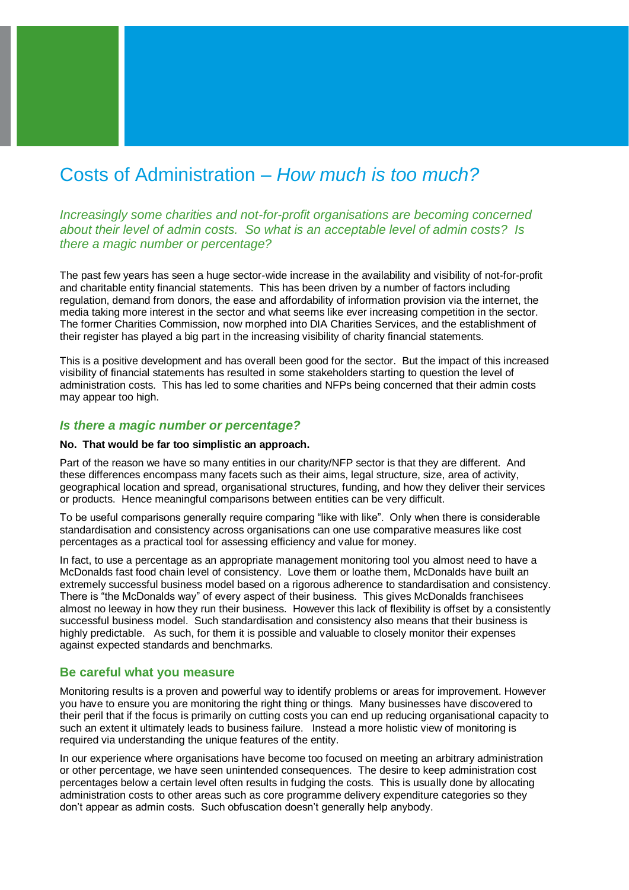# Costs of Administration – *How much is too much?*

*Increasingly some charities and not-for-profit organisations are becoming concerned about their level of admin costs. So what is an acceptable level of admin costs? Is there a magic number or percentage?*

The past few years has seen a huge sector-wide increase in the availability and visibility of not-for-profit and charitable entity financial statements. This has been driven by a number of factors including regulation, demand from donors, the ease and affordability of information provision via the internet, the media taking more interest in the sector and what seems like ever increasing competition in the sector. The former Charities Commission, now morphed into DIA Charities Services, and the establishment of their register has played a big part in the increasing visibility of charity financial statements.

This is a positive development and has overall been good for the sector. But the impact of this increased visibility of financial statements has resulted in some stakeholders starting to question the level of administration costs. This has led to some charities and NFPs being concerned that their admin costs may appear too high.

## *Is there a magic number or percentage?*

**No. That would be far too simplistic an approach.**

Part of the reason we have so many entities in our charity/NFP sector is that they are different. And these differences encompass many facets such as their aims, legal structure, size, area of activity, geographical location and spread, organisational structures, funding, and how they deliver their services or products. Hence meaningful comparisons between entities can be very difficult.

To be useful comparisons generally require comparing "like with like". Only when there is considerable standardisation and consistency across organisations can one use comparative measures like cost percentages as a practical tool for assessing efficiency and value for money.

In fact, to use a percentage as an appropriate management monitoring tool you almost need to have a McDonalds fast food chain level of consistency. Love them or loathe them, McDonalds have built an extremely successful business model based on a rigorous adherence to standardisation and consistency. There is "the McDonalds way" of every aspect of their business. This gives McDonalds franchisees almost no leeway in how they run their business. However this lack of flexibility is offset by a consistently successful business model. Such standardisation and consistency also means that their business is highly predictable. As such, for them it is possible and valuable to closely monitor their expenses against expected standards and benchmarks.

## Be careful what you measure

Monitoring results is a proven and powerful way to identify problems or areas for improvement. However you have to ensure you are monitoring the right thing or things. Many businesses have discovered to their peril that if the focus is primarily on cutting costs you can end up reducing organisational capacity to such an extent it ultimately leads to business failure. Instead a more holistic view of monitoring is required via understanding the unique features of the entity.

In our experience where organisations have become too focused on meeting an arbitrary administration or other percentage, we have seen unintended consequences. The desire to keep administration cost percentages below a certain level often results in fudging the costs. This is usually done by allocating administration costs to other areas such as core programme delivery expenditure categories so they don't appear as admin costs. Such obfuscation doesn't generally help anybody.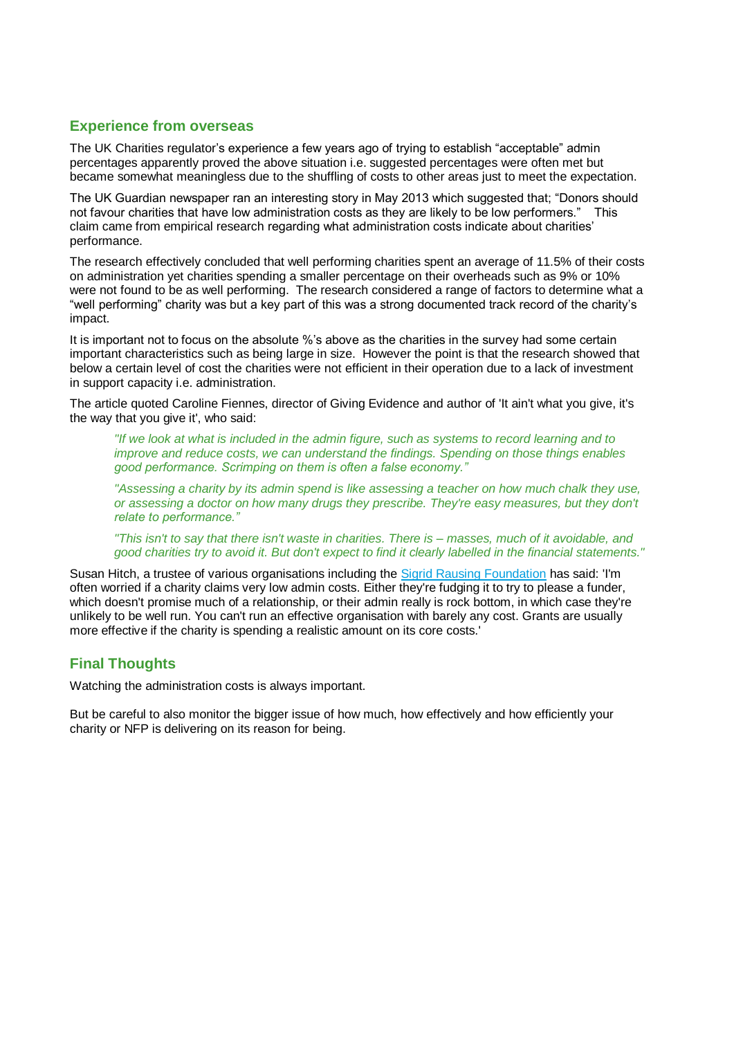## Experience from overseas

The UK Charities regulator's experience a few years ago of trying to establish "acceptable" admin percentages apparently proved the above situation i.e. suggested percentages were often met but became somewhat meaningless due to the shuffling of costs to other areas just to meet the expectation.

The UK Guardian newspaper ran an interesting story in May 2013 which suggested that; "Donors should not favour charities that have low administration costs as they are likely to be low performers." This claim came from empirical research regarding what administration costs indicate about charities' performance.

The research effectively concluded that well performing charities spent an average of 11.5% of their costs on administration yet charities spending a smaller percentage on their overheads such as 9% or 10% were not found to be as well performing. The research considered a range of factors to determine what a "well performing" charity was but a key part of this was a strong documented track record of the charity's impact.

It is important not to focus on the absolute %'s above as the charities in the survey had some certain important characteristics such as being large in size. However the point is that the research showed that below a certain level of cost the charities were not efficient in their operation due to a lack of investment in support capacity i.e. administration.

The article quoted Caroline Fiennes, director of Giving Evidence and author of 'It ain't what you give, it's the way that you give it', who said:

> *"If we look at what is included in the admin figure, such as systems to record learning and to improve and reduce costs, we can understand the findings. Spending on those things enables good performance. Scrimping on them is often a false economy."*
>
> *"Assessing a charity by its admin spend is like assessing a teacher on how much chalk they use, or assessing a doctor on how many drugs they prescribe. They're easy measures, but they don't relate to performance."*
>
> *"This isn't to say that there isn't waste in charities. There is – masses, much of it avoidable, and good charities try to avoid it. But don't expect to find it clearly labelled in the financial statements."*

Susan Hitch, a trustee of various organisations including the Sigrid Rausing Foundation has said: 'I'm often worried if a charity claims very low admin costs. Either they're fudging it to try to please a funder, which doesn't promise much of a relationship, or their admin really is rock bottom, in which case they're unlikely to be well run. You can't run an effective organisation with barely any cost. Grants are usually more effective if the charity is spending a realistic amount on its core costs.'

## Final Thoughts

Watching the administration costs is always important.

But be careful to also monitor the bigger issue of how much, how effectively and how efficiently your charity or NFP is delivering on its reason for being.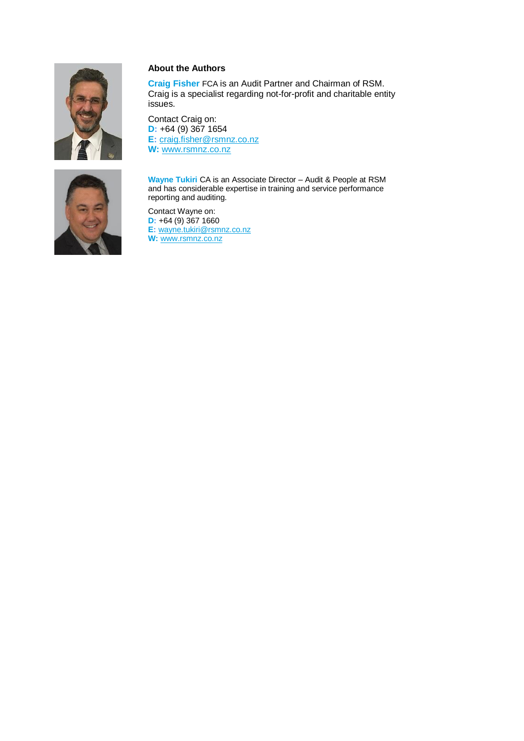### About the Authors

**Craig Fisher** FCA is an Audit Partner and Chairman of RSM. Craig is a specialist regarding not-for-profit and charitable entity issues.

Contact Craig on:
**D:** +64 (9) 367 1654
**E:** craig.fisher@rsmnz.co.nz
**W:** www.rsmnz.co.nz

**Wayne Tukiri** CA is an Associate Director – Audit & People at RSM and has considerable expertise in training and service performance reporting and auditing.

Contact Wayne on:
**D:** +64 (9) 367 1660
**E:** wayne.tukiri@rsmnz.co.nz
**W:** www.rsmnz.co.nz